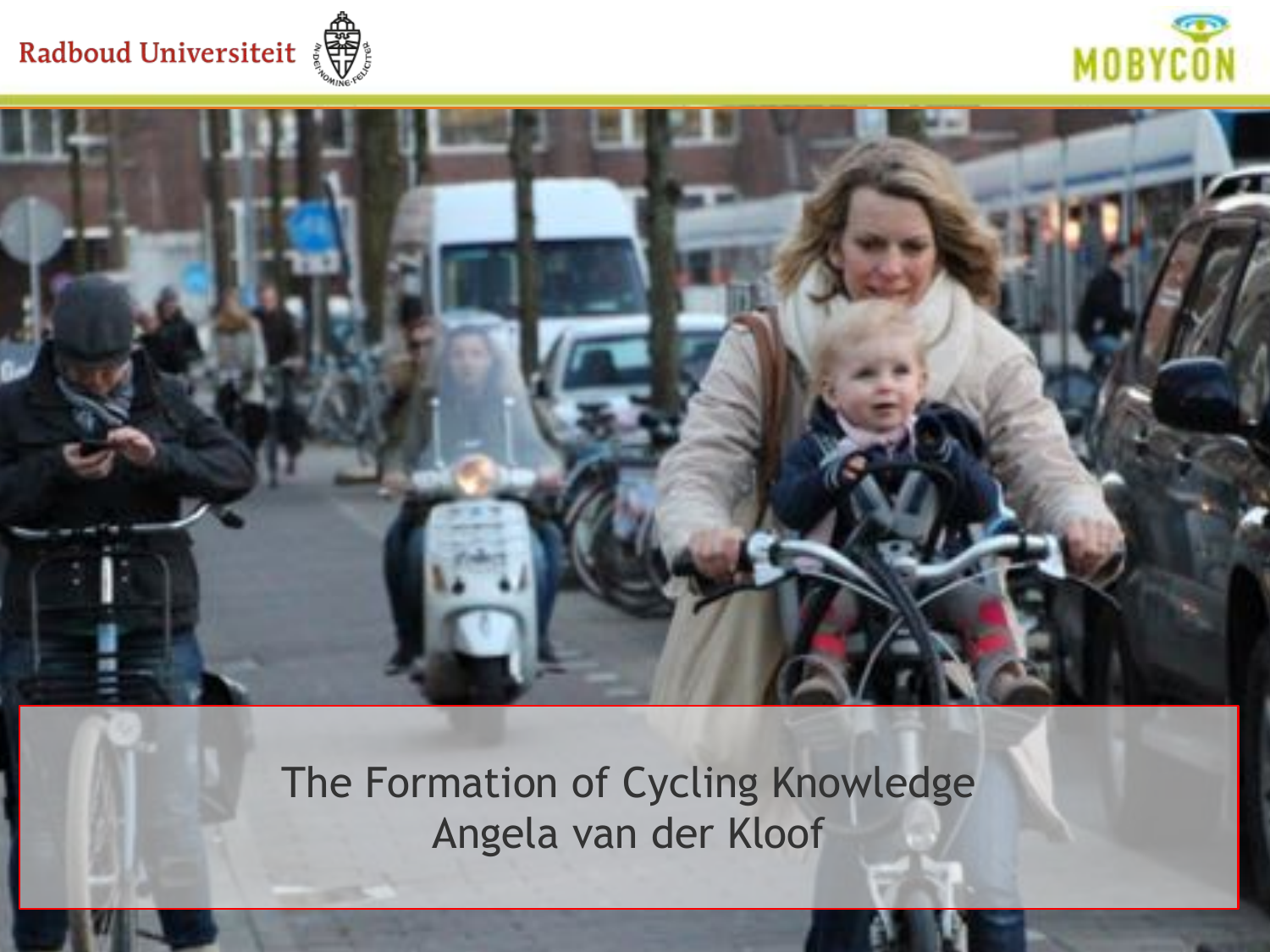Radboud Universiteit

MOBYCON

# The Formation of Cycling Knowledge

Angela van der Kloof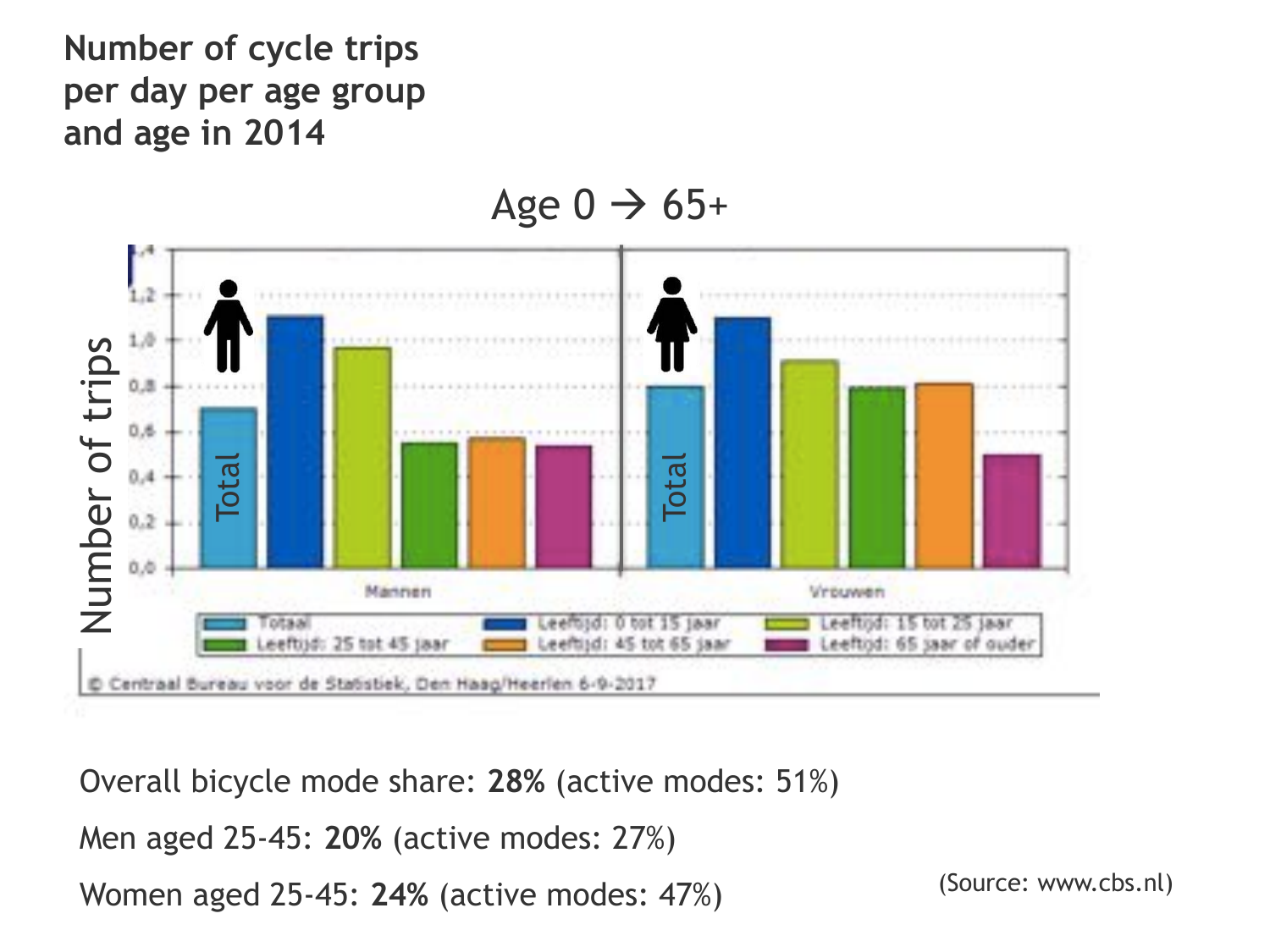# Number of cycle trips per day per age group and age in 2014

Age 0 → 65+

Number of trips

| | Totaal | Leeftijd: 0 tot 15 jaar | Leeftijd: 15 tot 25 jaar | Leeftijd: 25 tot 45 jaar | Leeftijd: 45 tot 65 jaar | Leeftijd: 65 jaar of ouder |
|---|---|---|---|---|---|---|
| Mannen | 0,7 | 1,1 | 0,97 | 0,55 | 0,57 | 0,54 |
| Vrouwen | 0,8 | 1,1 | 0,91 | 0,8 | 0,81 | 0,5 |

© Centraal Bureau voor de Statistiek, Den Haag/Heerlen 6-9-2017

Overall bicycle mode share: **28%** (active modes: 51%)

Men aged 25-45: **20%** (active modes: 27%)

Women aged 25-45: **24%** (active modes: 47%)

(Source: www.cbs.nl)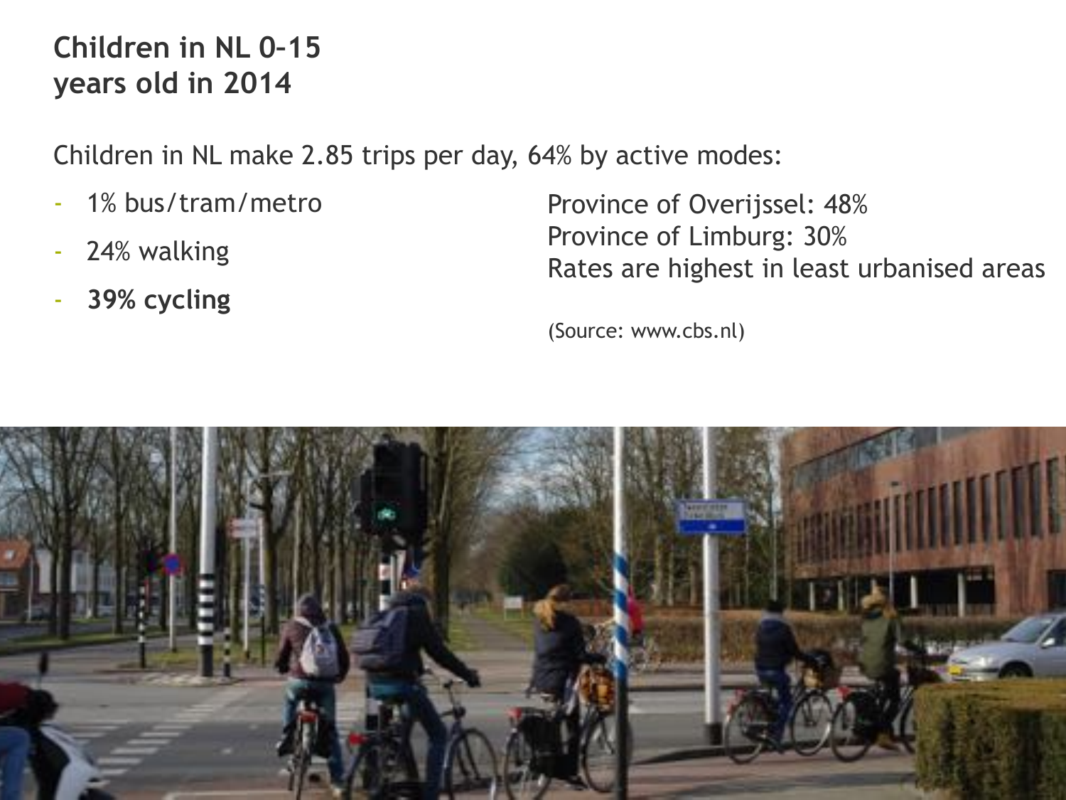# Children in NL 0-15 years old in 2014

Children in NL make 2.85 trips per day, 64% by active modes:

- 1% bus/tram/metro
- 24% walking
- **39% cycling**

Province of Overijssel: 48%
Province of Limburg: 30%
Rates are highest in least urbanised areas

(Source: www.cbs.nl)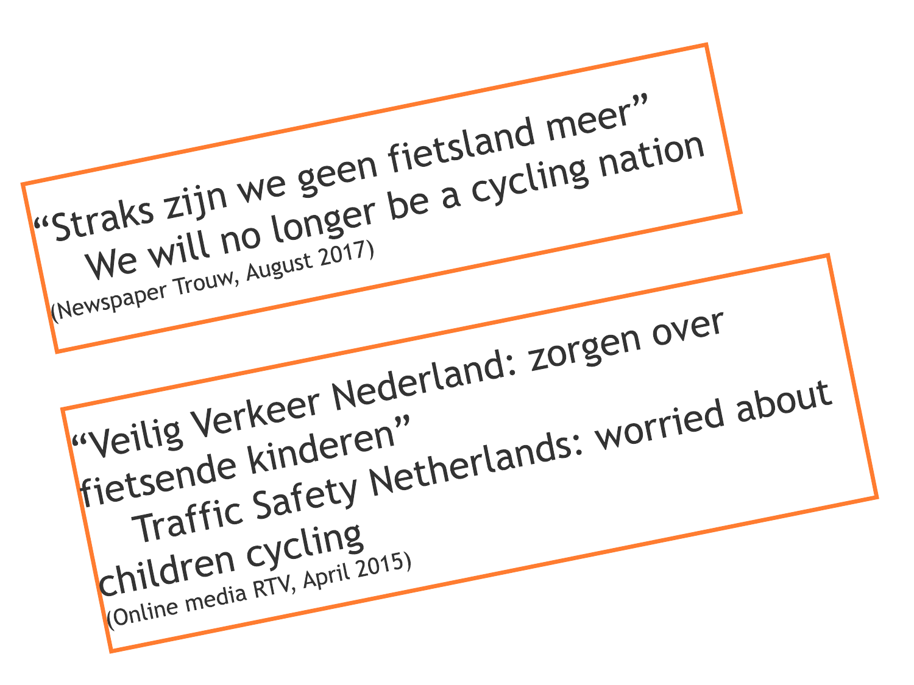“Straks zijn we geen fietsland meer”

We will no longer be a cycling nation

(Newspaper Trouw, August 2017)

“Veilig Verkeer Nederland: zorgen over fietsende kinderen”

Traffic Safety Netherlands: worried about children cycling

(Online media RTV, April 2015)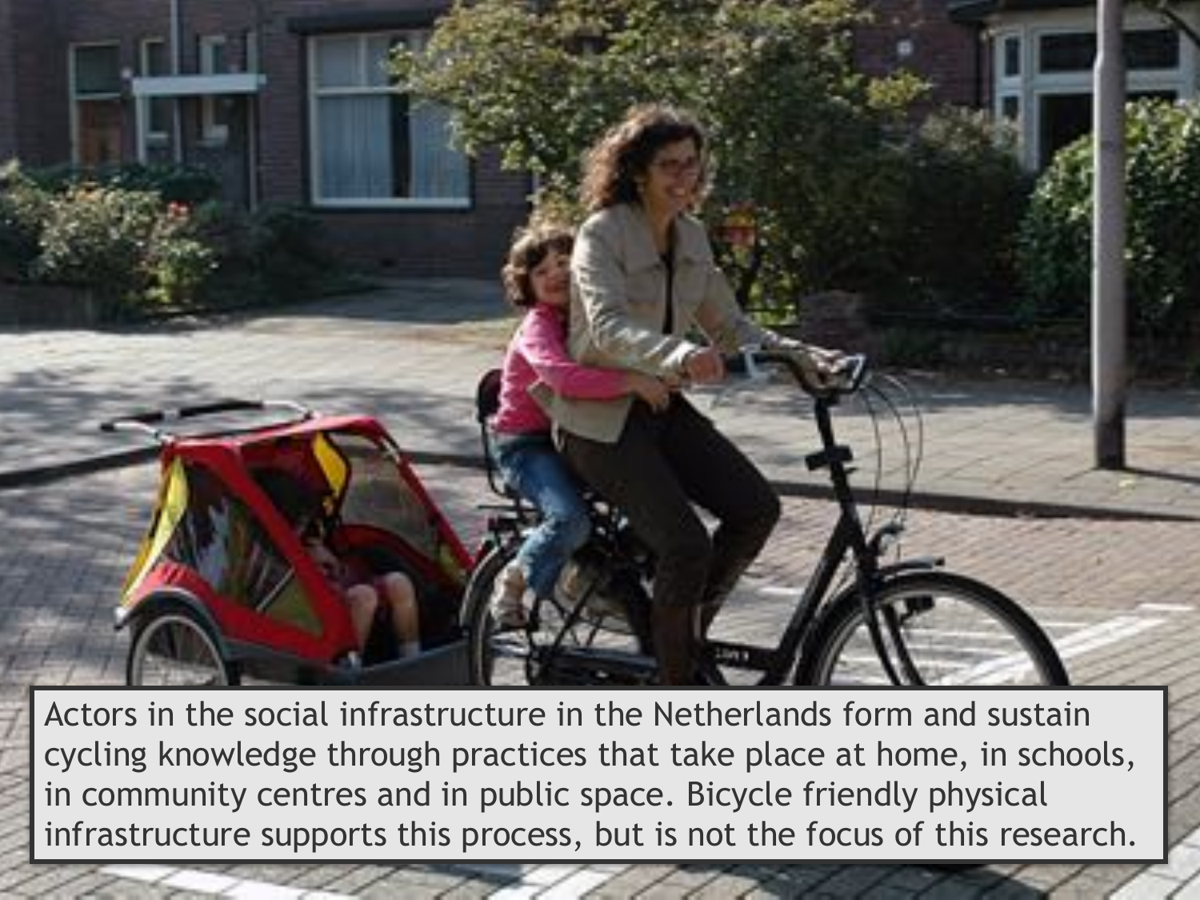Actors in the social infrastructure in the Netherlands form and sustain cycling knowledge through practices that take place at home, in schools, in community centres and in public space. Bicycle friendly physical infrastructure supports this process, but is not the focus of this research.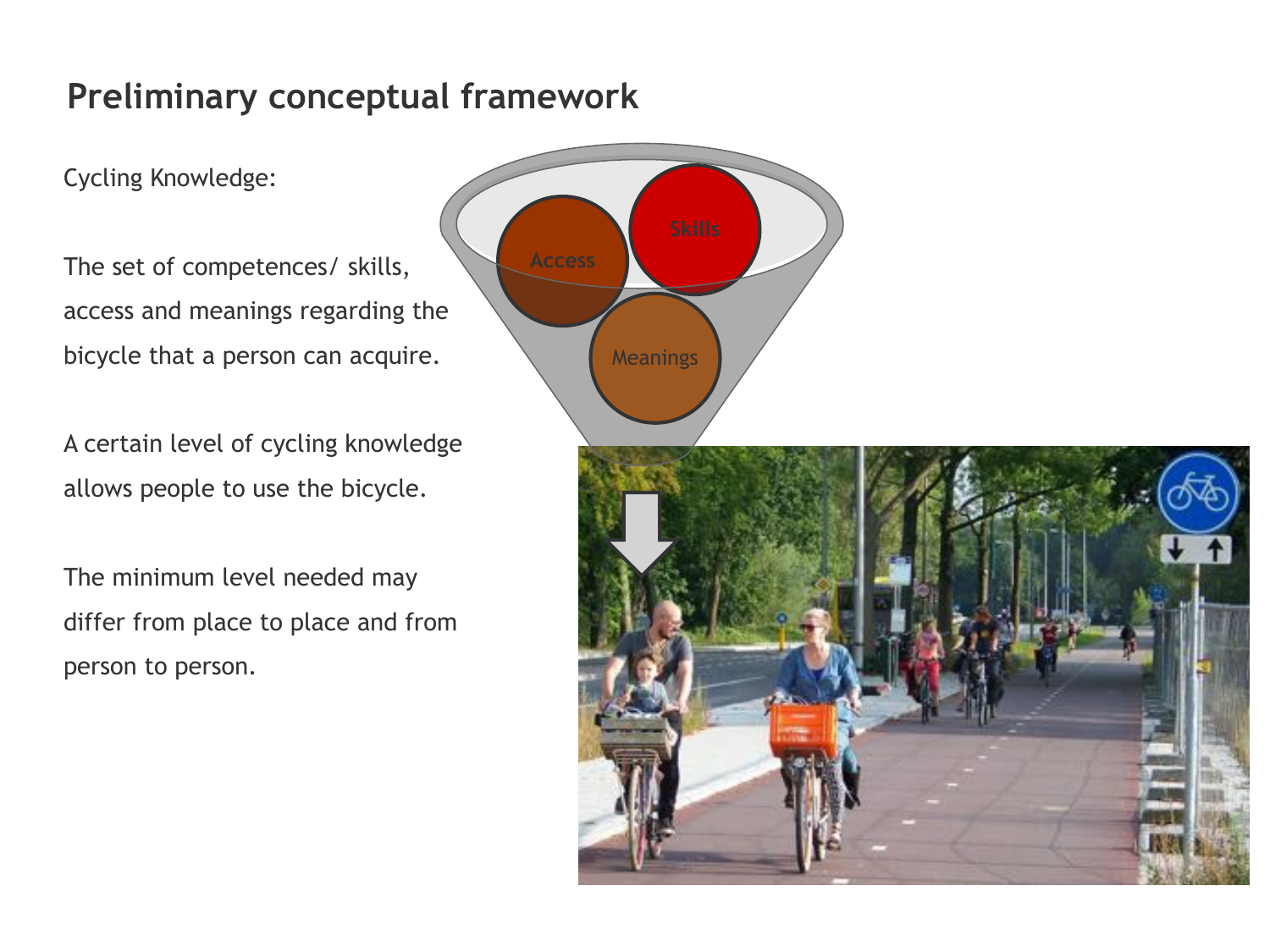# Preliminary conceptual framework

Cycling Knowledge:

The set of competences/ skills, access and meanings regarding the bicycle that a person can acquire.

A certain level of cycling knowledge allows people to use the bicycle.

The minimum level needed may differ from place to place and from person to person.

Access

Skills

Meanings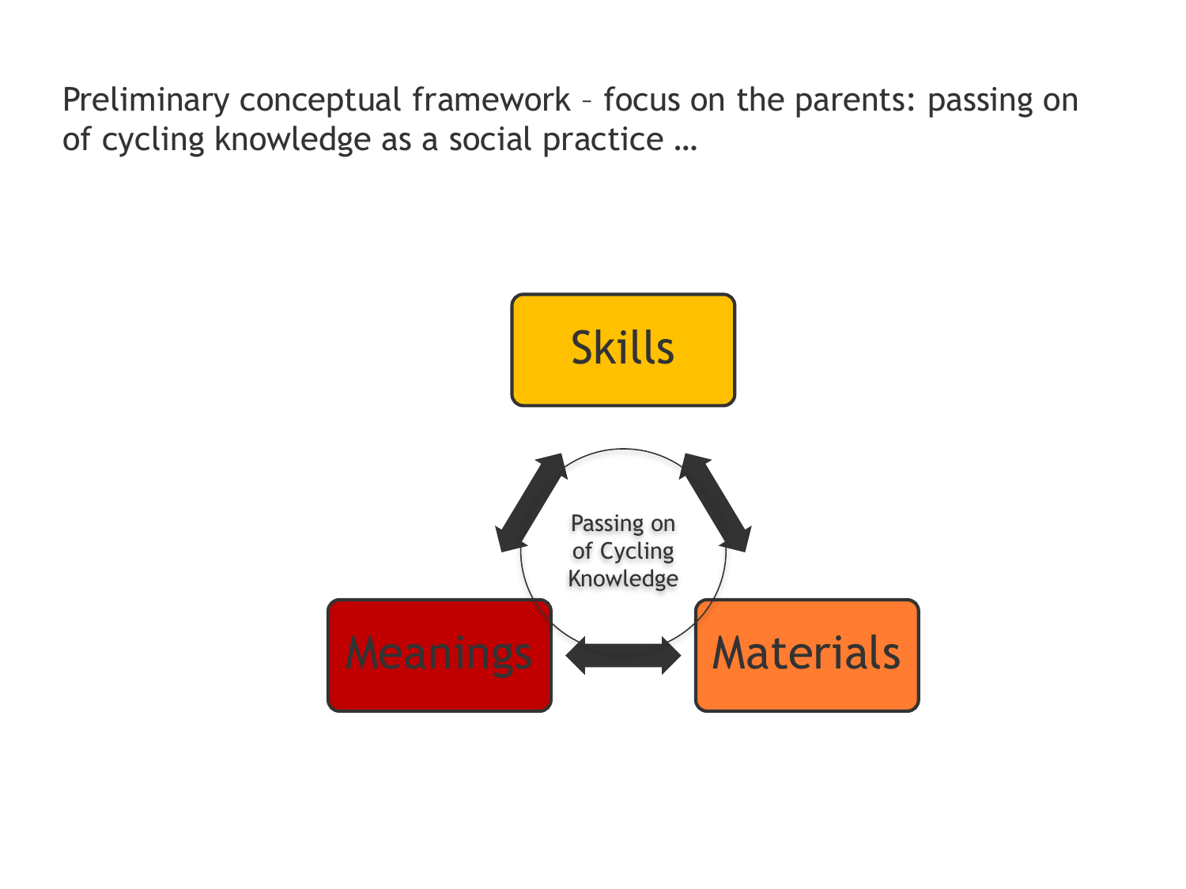Preliminary conceptual framework – focus on the parents: passing on of cycling knowledge as a social practice …

Skills

Passing on of Cycling Knowledge

Meanings

Materials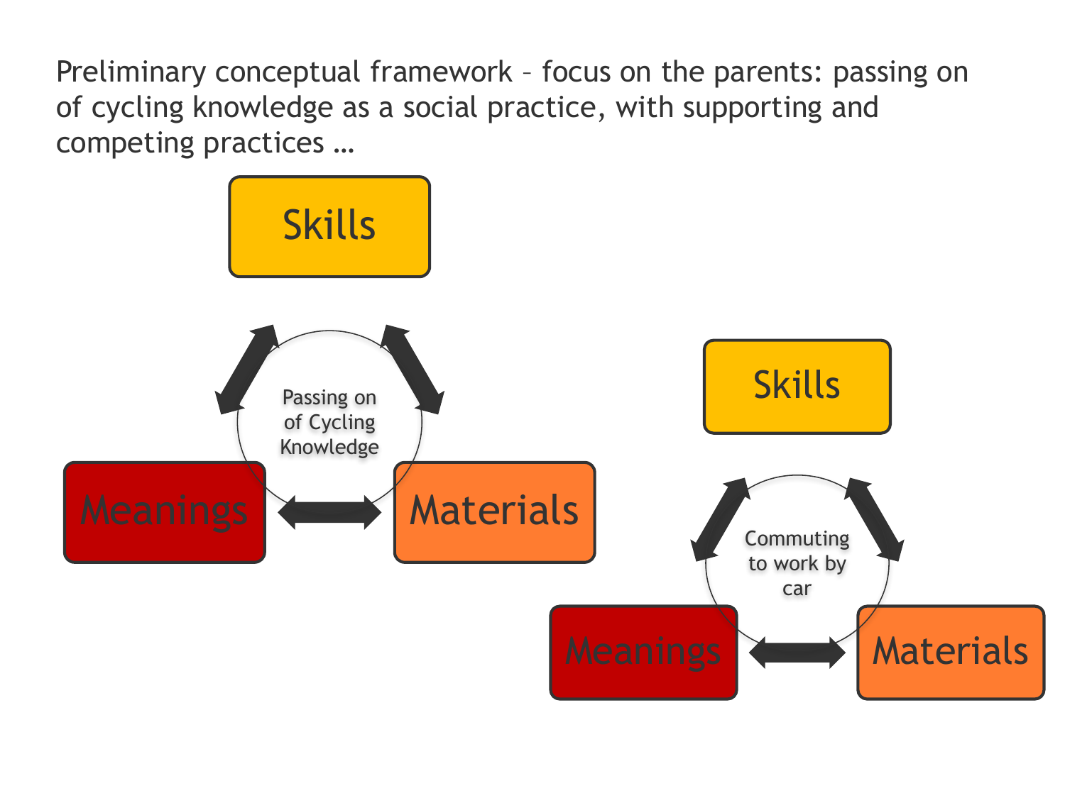Preliminary conceptual framework – focus on the parents: passing on of cycling knowledge as a social practice, with supporting and competing practices …

Skills

Passing on of Cycling Knowledge

Meanings

Materials

Skills

Commuting to work by car

Meanings

Materials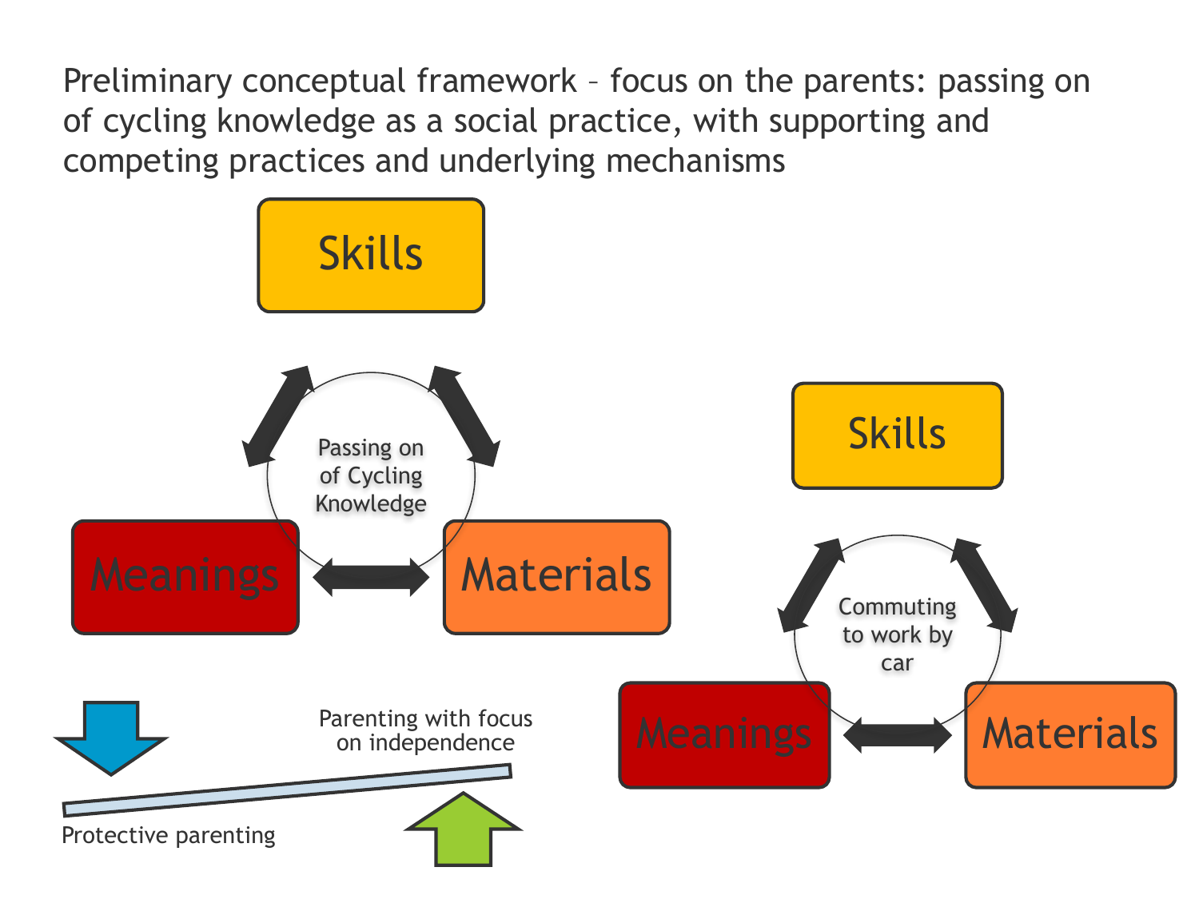# Preliminary conceptual framework – focus on the parents: passing on of cycling knowledge as a social practice, with supporting and competing practices and underlying mechanisms

Skills

Passing on of Cycling Knowledge

Meanings

Materials

Skills

Commuting to work by car

Meanings

Materials

Parenting with focus on independence

Protective parenting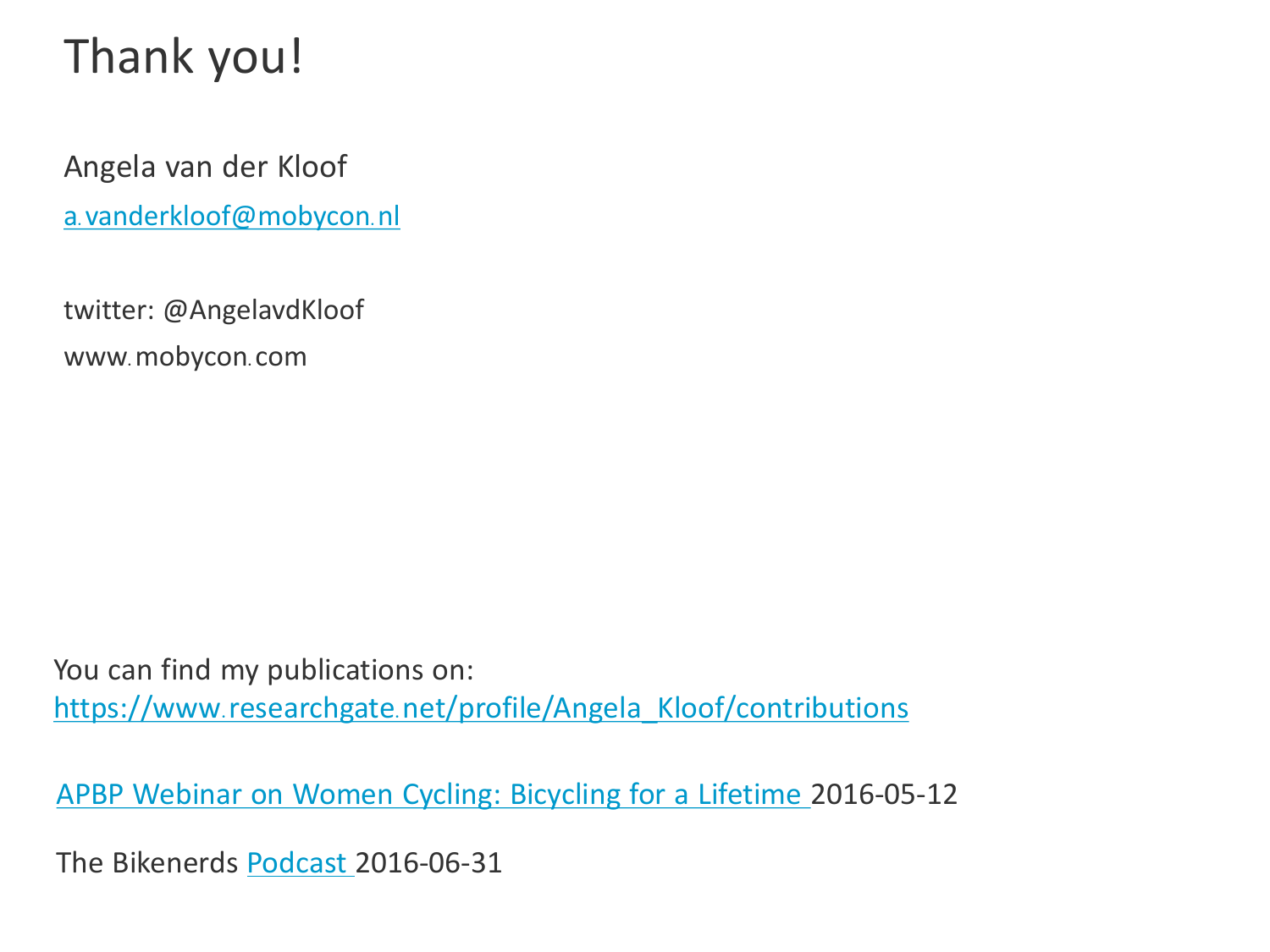# Thank you!

Angela van der Kloof

a.vanderkloof@mobycon.nl

twitter: @AngelavdKloof

www.mobycon.com

You can find my publications on:
https://www.researchgate.net/profile/Angela_Kloof/contributions

APBP Webinar on Women Cycling: Bicycling for a Lifetime 2016-05-12

The Bikenerds Podcast 2016-06-31